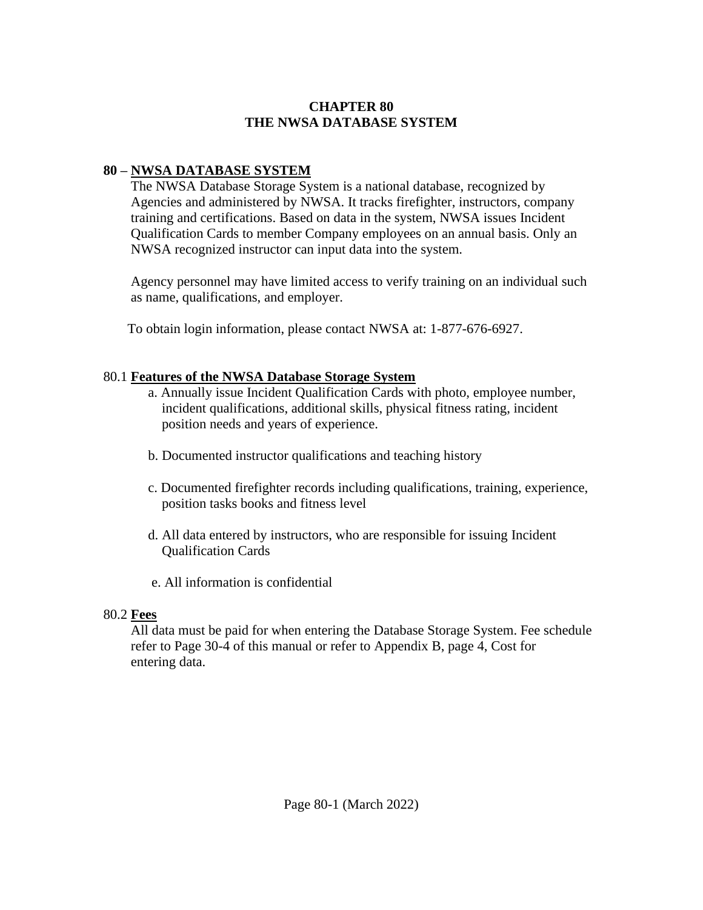# CHAPTER 80
# THE NWSA DATABASE SYSTEM

## 80 – <u>NWSA DATABASE SYSTEM</u>

The NWSA Database Storage System is a national database, recognized by Agencies and administered by NWSA. It tracks firefighter, instructors, company training and certifications. Based on data in the system, NWSA issues Incident Qualification Cards to member Company employees on an annual basis. Only an NWSA recognized instructor can input data into the system.

Agency personnel may have limited access to verify training on an individual such as name, qualifications, and employer.

To obtain login information, please contact NWSA at: 1-877-676-6927.

### 80.1 **Features of the NWSA Database Storage System**

a. Annually issue Incident Qualification Cards with photo, employee number, incident qualifications, additional skills, physical fitness rating, incident position needs and years of experience.

b. Documented instructor qualifications and teaching history

c. Documented firefighter records including qualifications, training, experience, position tasks books and fitness level

d. All data entered by instructors, who are responsible for issuing Incident Qualification Cards

e. All information is confidential

### 80.2 **Fees**

All data must be paid for when entering the Database Storage System. Fee schedule refer to Page 30-4 of this manual or refer to Appendix B, page 4, Cost for entering data.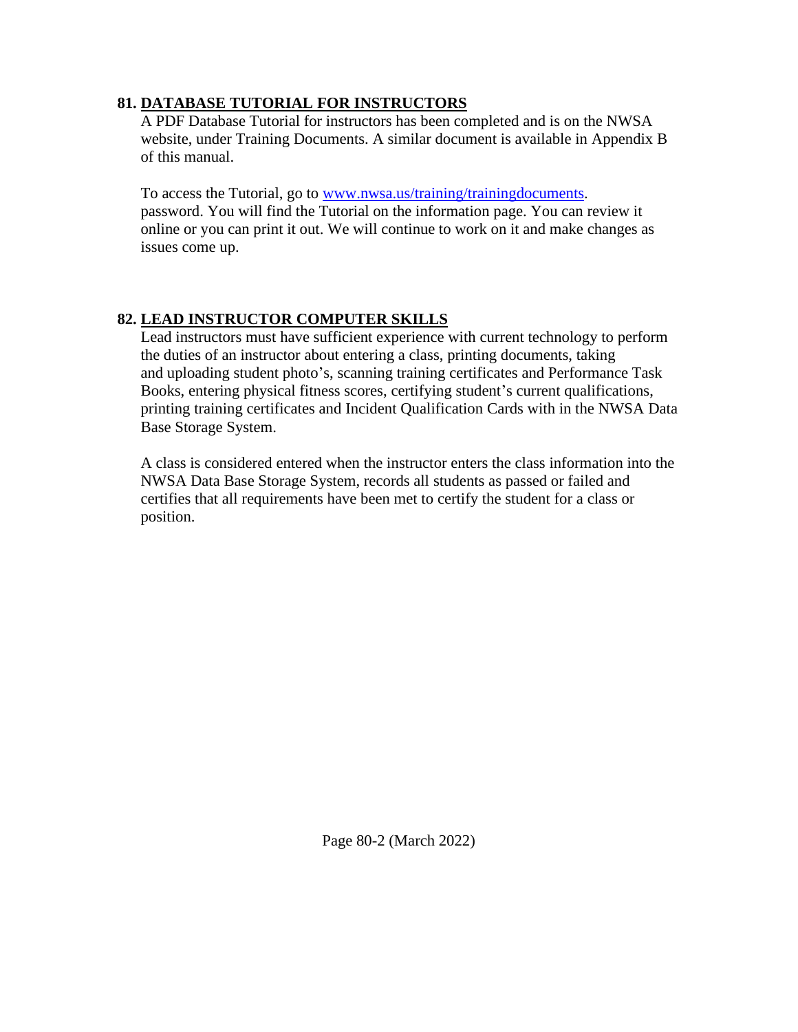## 81. DATABASE TUTORIAL FOR INSTRUCTORS

A PDF Database Tutorial for instructors has been completed and is on the NWSA website, under Training Documents. A similar document is available in Appendix B of this manual.

To access the Tutorial, go to [www.nwsa.us/training/trainingdocuments](http://www.nwsa.us/training/trainingdocuments). password. You will find the Tutorial on the information page. You can review it online or you can print it out. We will continue to work on it and make changes as issues come up.

## 82. LEAD INSTRUCTOR COMPUTER SKILLS

Lead instructors must have sufficient experience with current technology to perform the duties of an instructor about entering a class, printing documents, taking and uploading student photo's, scanning training certificates and Performance Task Books, entering physical fitness scores, certifying student's current qualifications, printing training certificates and Incident Qualification Cards with in the NWSA Data Base Storage System.

A class is considered entered when the instructor enters the class information into the NWSA Data Base Storage System, records all students as passed or failed and certifies that all requirements have been met to certify the student for a class or position.